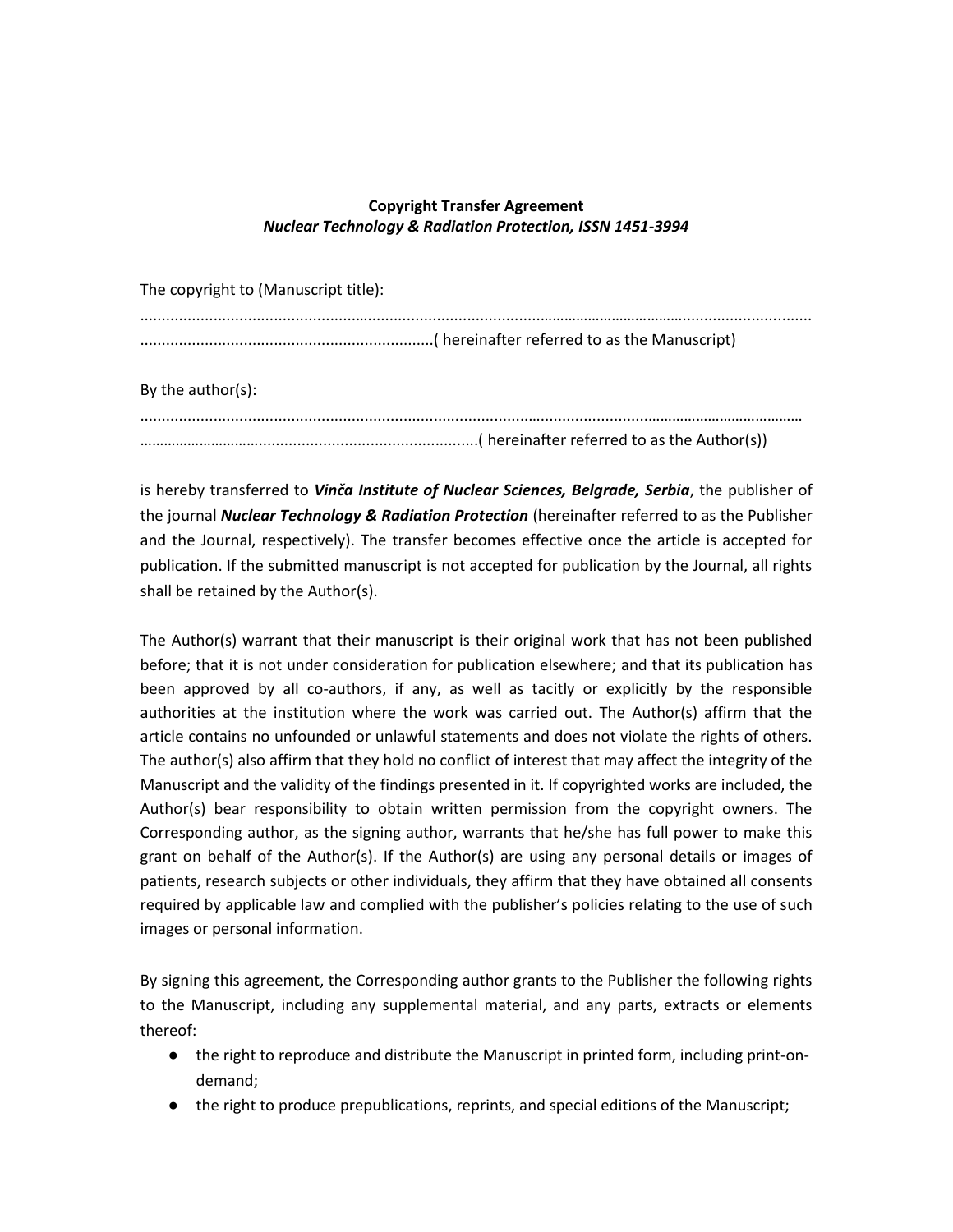**Copyright Transfer Agreement**
***Nuclear Technology & Radiation Protection, ISSN 1451-3994***

The copyright to (Manuscript title):

.......................................................................................................................................................................
....................................................................( hereinafter referred to as the Manuscript)

By the author(s):

.......................................................................................................................................................................
…………………….....................................................................( hereinafter referred to as the Author(s))

is hereby transferred to ***Vinča Institute of Nuclear Sciences, Belgrade, Serbia***, the publisher of the journal ***Nuclear Technology & Radiation Protection*** (hereinafter referred to as the Publisher and the Journal, respectively). The transfer becomes effective once the article is accepted for publication. If the submitted manuscript is not accepted for publication by the Journal, all rights shall be retained by the Author(s).

The Author(s) warrant that their manuscript is their original work that has not been published before; that it is not under consideration for publication elsewhere; and that its publication has been approved by all co-authors, if any, as well as tacitly or explicitly by the responsible authorities at the institution where the work was carried out. The Author(s) affirm that the article contains no unfounded or unlawful statements and does not violate the rights of others. The author(s) also affirm that they hold no conflict of interest that may affect the integrity of the Manuscript and the validity of the findings presented in it. If copyrighted works are included, the Author(s) bear responsibility to obtain written permission from the copyright owners. The Corresponding author, as the signing author, warrants that he/she has full power to make this grant on behalf of the Author(s). If the Author(s) are using any personal details or images of patients, research subjects or other individuals, they affirm that they have obtained all consents required by applicable law and complied with the publisher's policies relating to the use of such images or personal information.

By signing this agreement, the Corresponding author grants to the Publisher the following rights to the Manuscript, including any supplemental material, and any parts, extracts or elements thereof:

- the right to reproduce and distribute the Manuscript in printed form, including print-on-demand;
- the right to produce prepublications, reprints, and special editions of the Manuscript;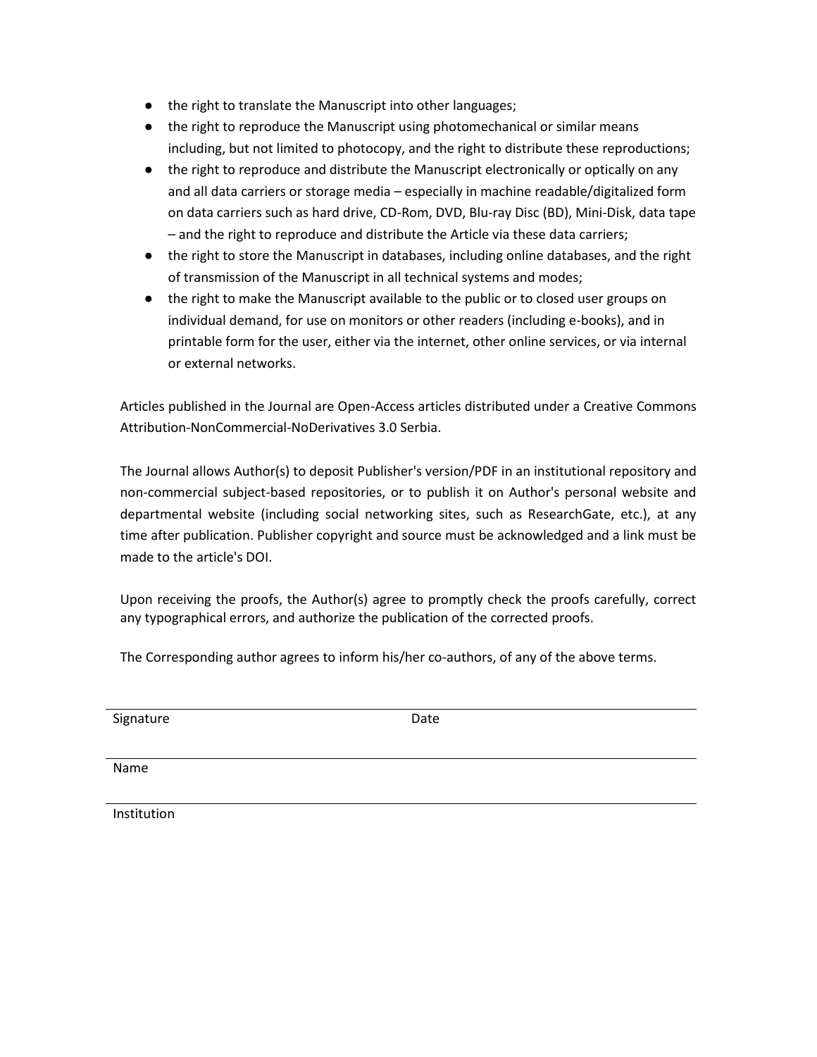- the right to translate the Manuscript into other languages;
- the right to reproduce the Manuscript using photomechanical or similar means including, but not limited to photocopy, and the right to distribute these reproductions;
- the right to reproduce and distribute the Manuscript electronically or optically on any and all data carriers or storage media – especially in machine readable/digitalized form on data carriers such as hard drive, CD-Rom, DVD, Blu-ray Disc (BD), Mini-Disk, data tape – and the right to reproduce and distribute the Article via these data carriers;
- the right to store the Manuscript in databases, including online databases, and the right of transmission of the Manuscript in all technical systems and modes;
- the right to make the Manuscript available to the public or to closed user groups on individual demand, for use on monitors or other readers (including e-books), and in printable form for the user, either via the internet, other online services, or via internal or external networks.

Articles published in the Journal are Open-Access articles distributed under a Creative Commons Attribution-NonCommercial-NoDerivatives 3.0 Serbia.

The Journal allows Author(s) to deposit Publisher's version/PDF in an institutional repository and non-commercial subject-based repositories, or to publish it on Author's personal website and departmental website (including social networking sites, such as ResearchGate, etc.), at any time after publication. Publisher copyright and source must be acknowledged and a link must be made to the article's DOI.

Upon receiving the proofs, the Author(s) agree to promptly check the proofs carefully, correct any typographical errors, and authorize the publication of the corrected proofs.

The Corresponding author agrees to inform his/her co-authors, of any of the above terms.

Signature Date

Name

Institution